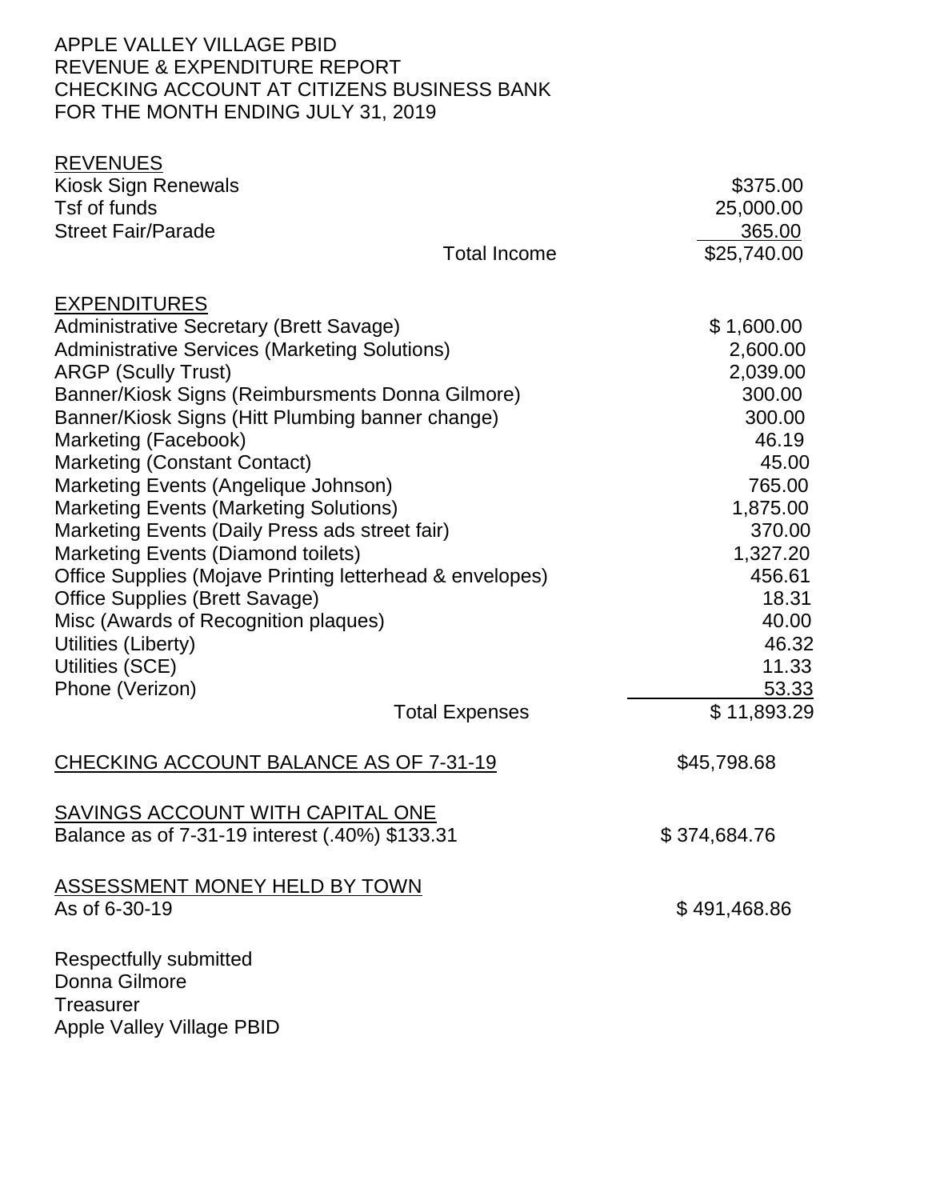APPLE VALLEY VILLAGE PBID
REVENUE & EXPENDITURE REPORT
CHECKING ACCOUNT AT CITIZENS BUSINESS BANK
FOR THE MONTH ENDING JULY 31, 2019

**REVENUES**

| | |
|---|---|
| Kiosk Sign Renewals | $375.00 |
| Tsf of funds | 25,000.00 |
| Street Fair/Parade | 365.00 |
| Total Income | $25,740.00 |

**EXPENDITURES**

| | |
|---|---|
| Administrative Secretary (Brett Savage) | $ 1,600.00 |
| Administrative Services (Marketing Solutions) | 2,600.00 |
| ARGP (Scully Trust) | 2,039.00 |
| Banner/Kiosk Signs (Reimbursments Donna Gilmore) | 300.00 |
| Banner/Kiosk Signs (Hitt Plumbing banner change) | 300.00 |
| Marketing (Facebook) | 46.19 |
| Marketing (Constant Contact) | 45.00 |
| Marketing Events (Angelique Johnson) | 765.00 |
| Marketing Events (Marketing Solutions) | 1,875.00 |
| Marketing Events (Daily Press ads street fair) | 370.00 |
| Marketing Events (Diamond toilets) | 1,327.20 |
| Office Supplies (Mojave Printing letterhead & envelopes) | 456.61 |
| Office Supplies (Brett Savage) | 18.31 |
| Misc (Awards of Recognition plaques) | 40.00 |
| Utilities (Liberty) | 46.32 |
| Utilities (SCE) | 11.33 |
| Phone (Verizon) | 53.33 |
| Total Expenses | $ 11,893.29 |

CHECKING ACCOUNT BALANCE AS OF 7-31-19 $45,798.68

SAVINGS ACCOUNT WITH CAPITAL ONE
Balance as of 7-31-19 interest (.40%) $133.31 $ 374,684.76

ASSESSMENT MONEY HELD BY TOWN
As of 6-30-19 $ 491,468.86

Respectfully submitted
Donna Gilmore
Treasurer
Apple Valley Village PBID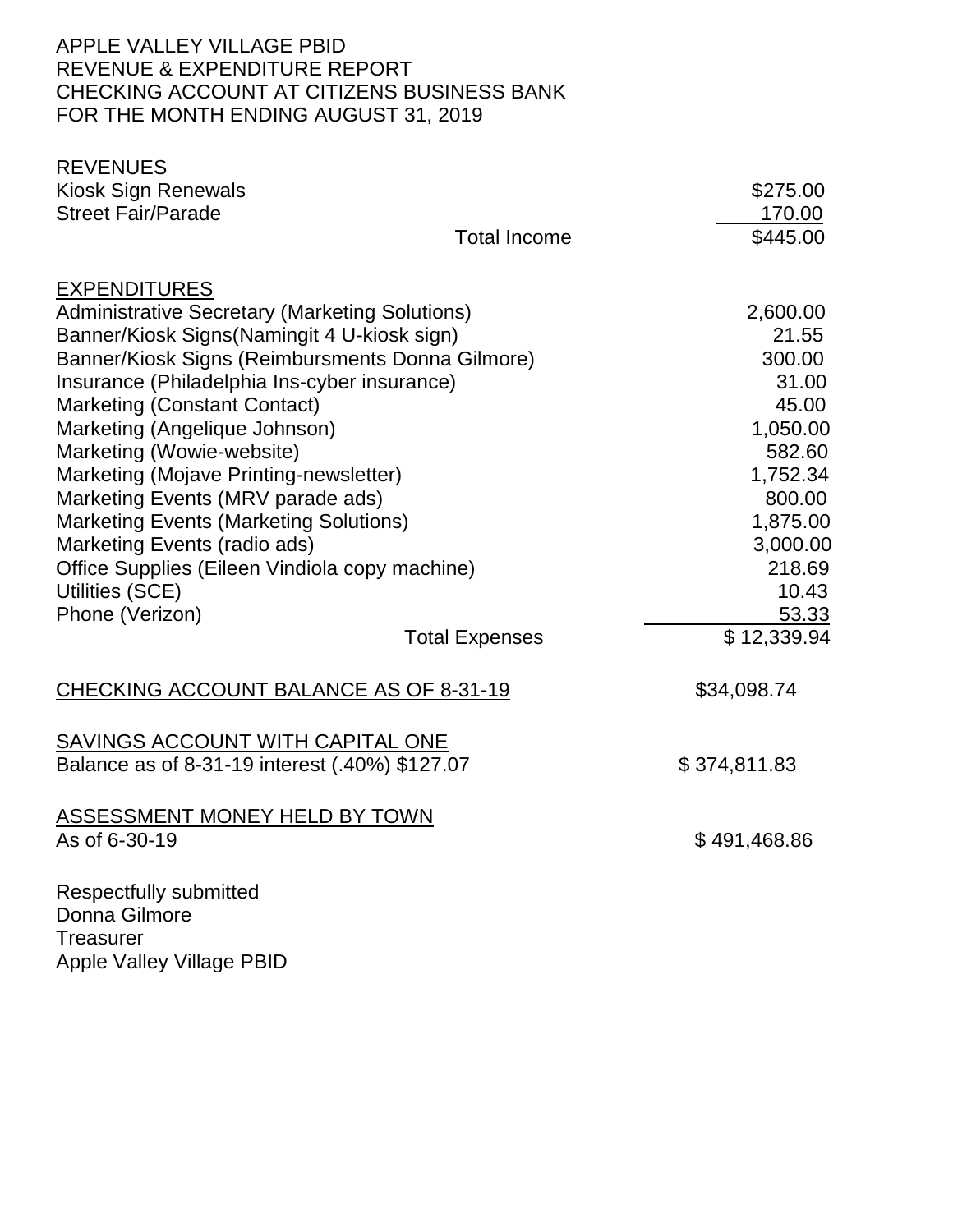APPLE VALLEY VILLAGE PBID
REVENUE & EXPENDITURE REPORT
CHECKING ACCOUNT AT CITIZENS BUSINESS BANK
FOR THE MONTH ENDING AUGUST 31, 2019

**REVENUES**

| | |
|---|---|
| Kiosk Sign Renewals | $275.00 |
| Street Fair/Parade | 170.00 |
| Total Income | $445.00 |

**EXPENDITURES**

| | |
|---|---|
| Administrative Secretary (Marketing Solutions) | 2,600.00 |
| Banner/Kiosk Signs(Namingit 4 U-kiosk sign) | 21.55 |
| Banner/Kiosk Signs (Reimbursments Donna Gilmore) | 300.00 |
| Insurance (Philadelphia Ins-cyber insurance) | 31.00 |
| Marketing (Constant Contact) | 45.00 |
| Marketing (Angelique Johnson) | 1,050.00 |
| Marketing (Wowie-website) | 582.60 |
| Marketing (Mojave Printing-newsletter) | 1,752.34 |
| Marketing Events (MRV parade ads) | 800.00 |
| Marketing Events (Marketing Solutions) | 1,875.00 |
| Marketing Events (radio ads) | 3,000.00 |
| Office Supplies (Eileen Vindiola copy machine) | 218.69 |
| Utilities (SCE) | 10.43 |
| Phone (Verizon) | 53.33 |
| Total Expenses | $ 12,339.94 |

**CHECKING ACCOUNT BALANCE AS OF 8-31-19** $34,098.74

**SAVINGS ACCOUNT WITH CAPITAL ONE**
Balance as of 8-31-19 interest (.40%) $127.07 $ 374,811.83

**ASSESSMENT MONEY HELD BY TOWN**
As of 6-30-19 $ 491,468.86

Respectfully submitted
Donna Gilmore
Treasurer
Apple Valley Village PBID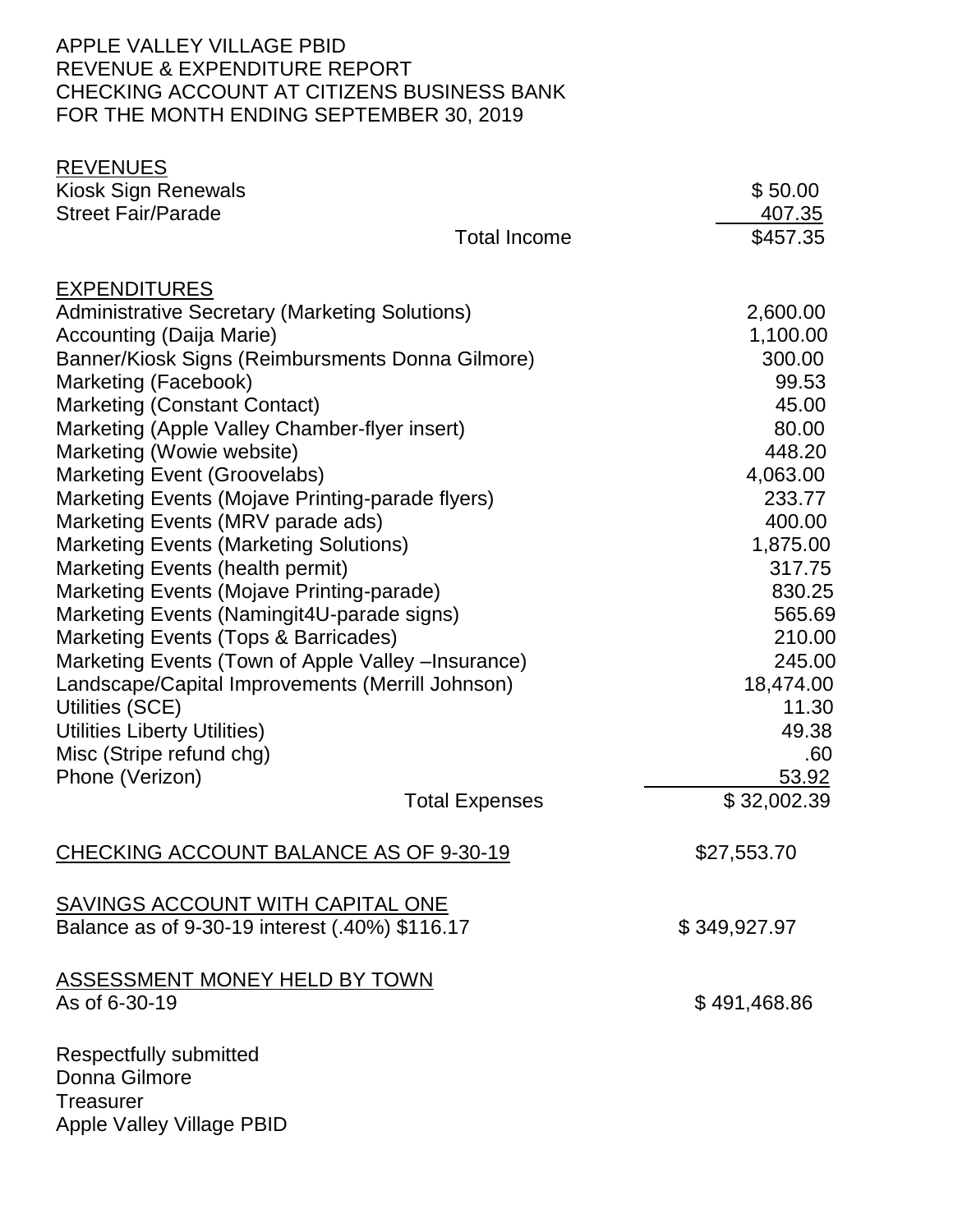APPLE VALLEY VILLAGE PBID
REVENUE & EXPENDITURE REPORT
CHECKING ACCOUNT AT CITIZENS BUSINESS BANK
FOR THE MONTH ENDING SEPTEMBER 30, 2019

| REVENUES | |
|---|---|
| Kiosk Sign Renewals | $ 50.00 |
| Street Fair/Parade | 407.35 |
| Total Income | $457.35 |

| EXPENDITURES | |
|---|---|
| Administrative Secretary (Marketing Solutions) | 2,600.00 |
| Accounting (Daija Marie) | 1,100.00 |
| Banner/Kiosk Signs (Reimbursments Donna Gilmore) | 300.00 |
| Marketing (Facebook) | 99.53 |
| Marketing (Constant Contact) | 45.00 |
| Marketing (Apple Valley Chamber-flyer insert) | 80.00 |
| Marketing (Wowie website) | 448.20 |
| Marketing Event (Groovelabs) | 4,063.00 |
| Marketing Events (Mojave Printing-parade flyers) | 233.77 |
| Marketing Events (MRV parade ads) | 400.00 |
| Marketing Events (Marketing Solutions) | 1,875.00 |
| Marketing Events (health permit) | 317.75 |
| Marketing Events (Mojave Printing-parade) | 830.25 |
| Marketing Events (Namingit4U-parade signs) | 565.69 |
| Marketing Events (Tops & Barricades) | 210.00 |
| Marketing Events (Town of Apple Valley –Insurance) | 245.00 |
| Landscape/Capital Improvements (Merrill Johnson) | 18,474.00 |
| Utilities (SCE) | 11.30 |
| Utilities Liberty Utilities) | 49.38 |
| Misc (Stripe refund chg) | .60 |
| Phone (Verizon) | 53.92 |
| Total Expenses | $ 32,002.39 |

CHECKING ACCOUNT BALANCE AS OF 9-30-19 $27,553.70

SAVINGS ACCOUNT WITH CAPITAL ONE
Balance as of 9-30-19 interest (.40%) $116.17 $ 349,927.97

ASSESSMENT MONEY HELD BY TOWN
As of 6-30-19 $ 491,468.86

Respectfully submitted
Donna Gilmore
Treasurer
Apple Valley Village PBID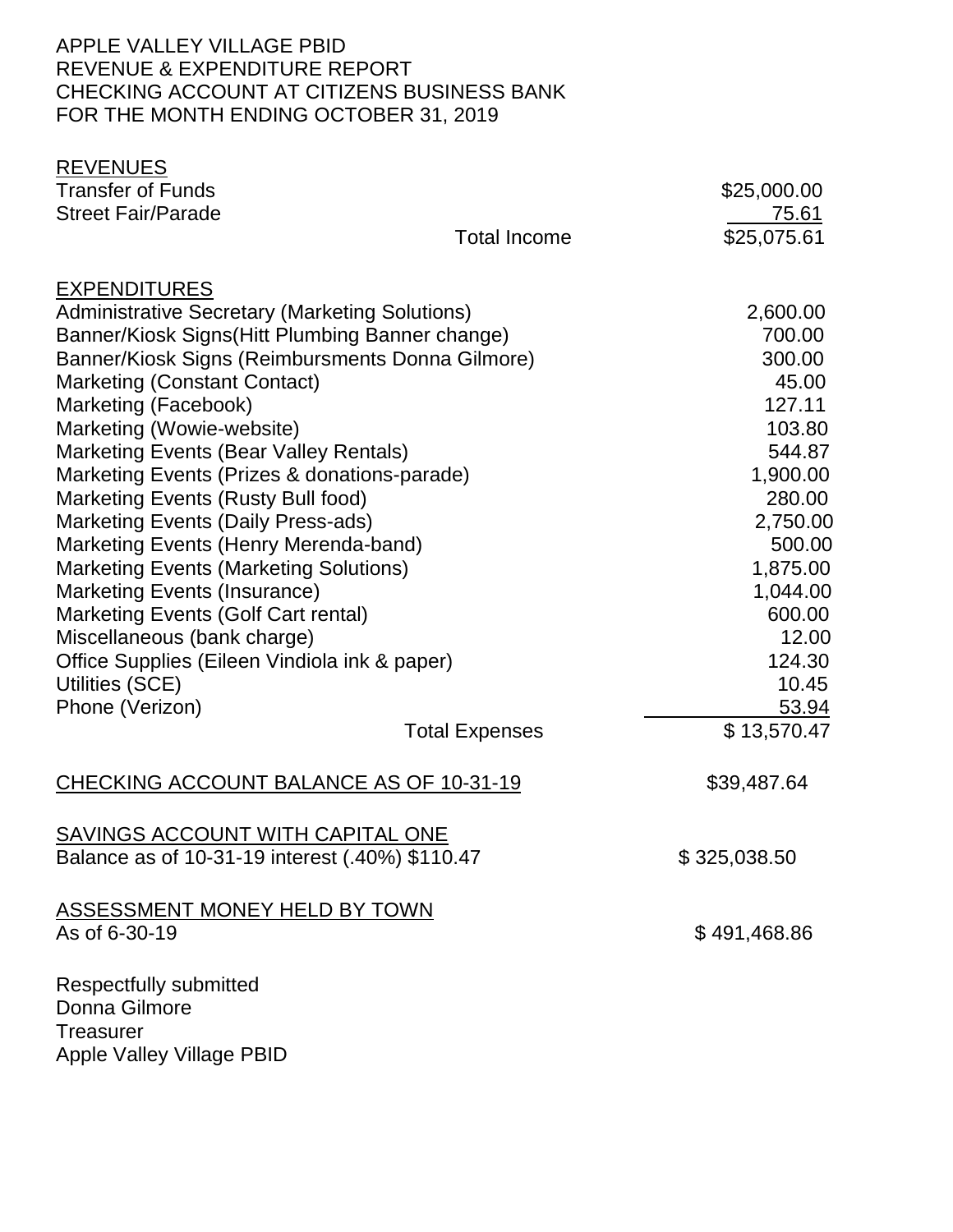APPLE VALLEY VILLAGE PBID
REVENUE & EXPENDITURE REPORT
CHECKING ACCOUNT AT CITIZENS BUSINESS BANK
FOR THE MONTH ENDING OCTOBER 31, 2019

**REVENUES**

| | |
|---|---|
| Transfer of Funds | $25,000.00 |
| Street Fair/Parade | 75.61 |
| Total Income | $25,075.61 |

**EXPENDITURES**

| | |
|---|---|
| Administrative Secretary (Marketing Solutions) | 2,600.00 |
| Banner/Kiosk Signs(Hitt Plumbing Banner change) | 700.00 |
| Banner/Kiosk Signs (Reimbursments Donna Gilmore) | 300.00 |
| Marketing (Constant Contact) | 45.00 |
| Marketing (Facebook) | 127.11 |
| Marketing (Wowie-website) | 103.80 |
| Marketing Events (Bear Valley Rentals) | 544.87 |
| Marketing Events (Prizes & donations-parade) | 1,900.00 |
| Marketing Events (Rusty Bull food) | 280.00 |
| Marketing Events (Daily Press-ads) | 2,750.00 |
| Marketing Events (Henry Merenda-band) | 500.00 |
| Marketing Events (Marketing Solutions) | 1,875.00 |
| Marketing Events (Insurance) | 1,044.00 |
| Marketing Events (Golf Cart rental) | 600.00 |
| Miscellaneous (bank charge) | 12.00 |
| Office Supplies (Eileen Vindiola ink & paper) | 124.30 |
| Utilities (SCE) | 10.45 |
| Phone (Verizon) | 53.94 |
| Total Expenses | $ 13,570.47 |

CHECKING ACCOUNT BALANCE AS OF 10-31-19 — $39,487.64

SAVINGS ACCOUNT WITH CAPITAL ONE
Balance as of 10-31-19 interest (.40%) $110.47 — $ 325,038.50

ASSESSMENT MONEY HELD BY TOWN
As of 6-30-19 — $ 491,468.86

Respectfully submitted
Donna Gilmore
Treasurer
Apple Valley Village PBID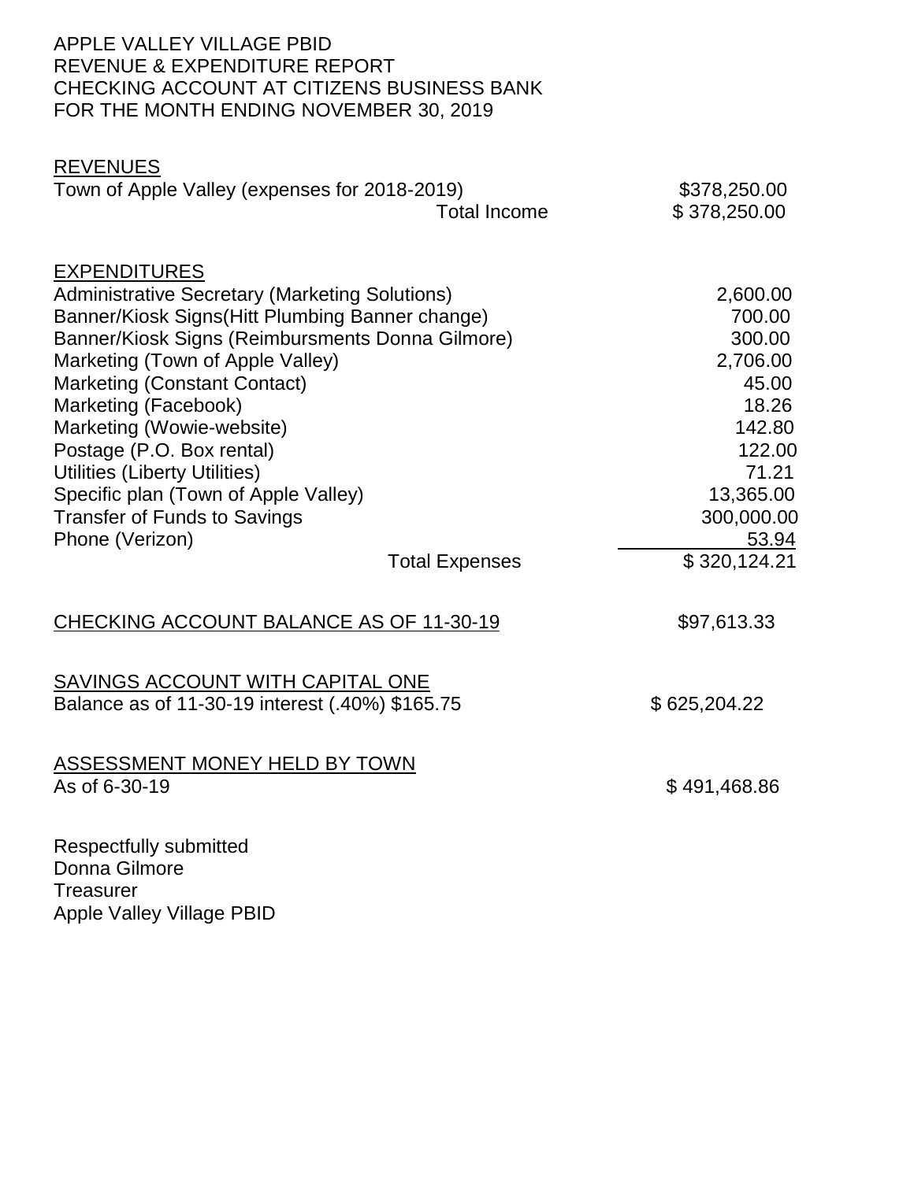APPLE VALLEY VILLAGE PBID
REVENUE & EXPENDITURE REPORT
CHECKING ACCOUNT AT CITIZENS BUSINESS BANK
FOR THE MONTH ENDING NOVEMBER 30, 2019

**REVENUES**

| | |
|---|---|
| Town of Apple Valley (expenses for 2018-2019) | $378,250.00 |
| Total Income | $ 378,250.00 |

**EXPENDITURES**

| | |
|---|---|
| Administrative Secretary (Marketing Solutions) | 2,600.00 |
| Banner/Kiosk Signs(Hitt Plumbing Banner change) | 700.00 |
| Banner/Kiosk Signs (Reimbursments Donna Gilmore) | 300.00 |
| Marketing (Town of Apple Valley) | 2,706.00 |
| Marketing (Constant Contact) | 45.00 |
| Marketing (Facebook) | 18.26 |
| Marketing (Wowie-website) | 142.80 |
| Postage (P.O. Box rental) | 122.00 |
| Utilities (Liberty Utilities) | 71.21 |
| Specific plan (Town of Apple Valley) | 13,365.00 |
| Transfer of Funds to Savings | 300,000.00 |
| Phone (Verizon) | 53.94 |
| Total Expenses | $ 320,124.21 |

CHECKING ACCOUNT BALANCE AS OF 11-30-19 — $97,613.33

SAVINGS ACCOUNT WITH CAPITAL ONE
Balance as of 11-30-19 interest (.40%) $165.75 — $ 625,204.22

ASSESSMENT MONEY HELD BY TOWN
As of 6-30-19 — $ 491,468.86

Respectfully submitted
Donna Gilmore
Treasurer
Apple Valley Village PBID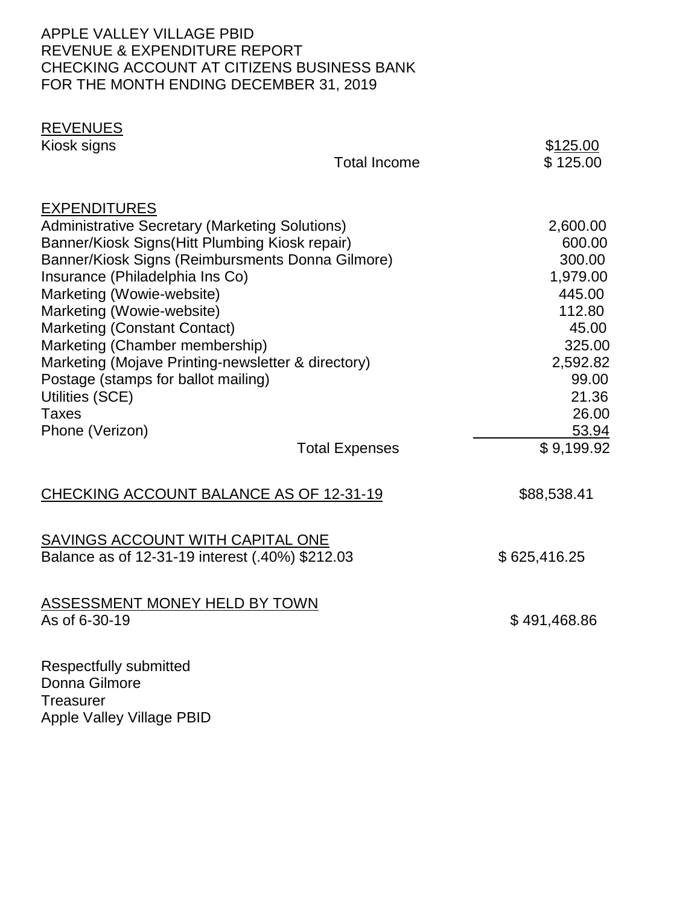APPLE VALLEY VILLAGE PBID
REVENUE & EXPENDITURE REPORT
CHECKING ACCOUNT AT CITIZENS BUSINESS BANK
FOR THE MONTH ENDING DECEMBER 31, 2019

## REVENUES

| | |
|---|---|
| Kiosk signs | $125.00 |
| Total Income | $ 125.00 |

## EXPENDITURES

| | |
|---|---|
| Administrative Secretary (Marketing Solutions) | 2,600.00 |
| Banner/Kiosk Signs(Hitt Plumbing Kiosk repair) | 600.00 |
| Banner/Kiosk Signs (Reimbursments Donna Gilmore) | 300.00 |
| Insurance (Philadelphia Ins Co) | 1,979.00 |
| Marketing (Wowie-website) | 445.00 |
| Marketing (Wowie-website) | 112.80 |
| Marketing (Constant Contact) | 45.00 |
| Marketing (Chamber membership) | 325.00 |
| Marketing (Mojave Printing-newsletter & directory) | 2,592.82 |
| Postage (stamps for ballot mailing) | 99.00 |
| Utilities (SCE) | 21.36 |
| Taxes | 26.00 |
| Phone (Verizon) | 53.94 |
| Total Expenses | $ 9,199.92 |

CHECKING ACCOUNT BALANCE AS OF 12-31-19 $88,538.41

SAVINGS ACCOUNT WITH CAPITAL ONE
Balance as of 12-31-19 interest (.40%) $212.03 $ 625,416.25

ASSESSMENT MONEY HELD BY TOWN
As of 6-30-19 $ 491,468.86

Respectfully submitted
Donna Gilmore
Treasurer
Apple Valley Village PBID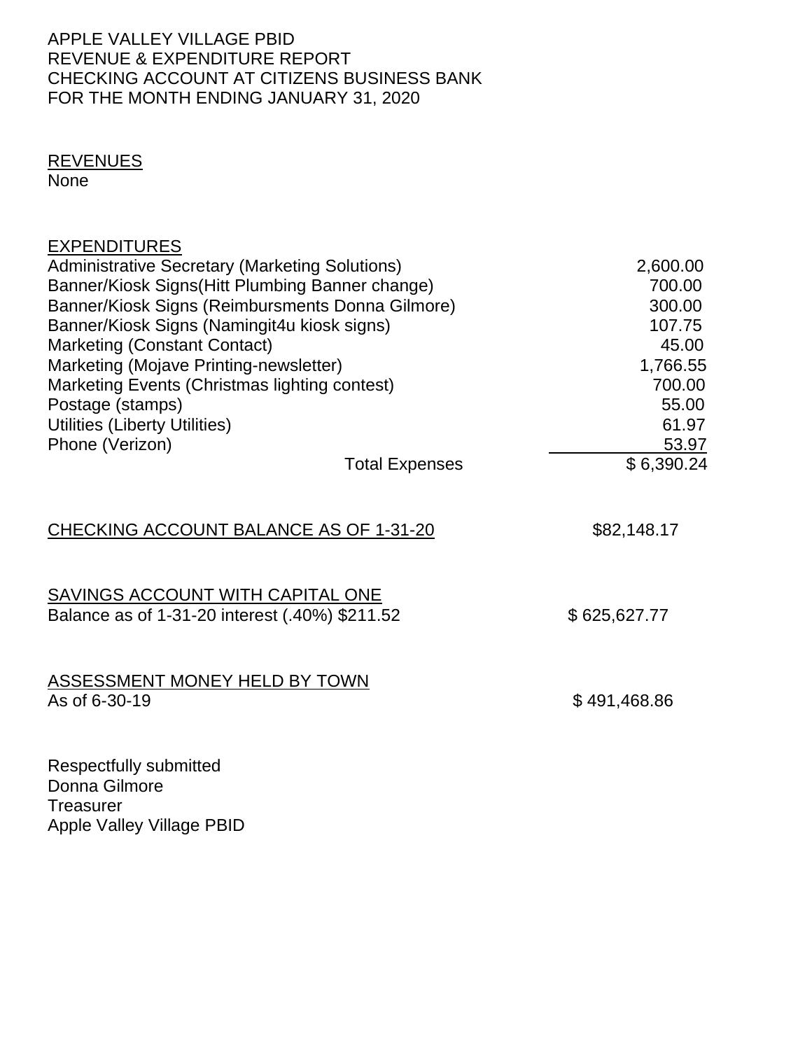APPLE VALLEY VILLAGE PBID
REVENUE & EXPENDITURE REPORT
CHECKING ACCOUNT AT CITIZENS BUSINESS BANK
FOR THE MONTH ENDING JANUARY 31, 2020

<u>REVENUES</u>
None

<u>EXPENDITURES</u>

| | |
|---|---:|
| Administrative Secretary (Marketing Solutions) | 2,600.00 |
| Banner/Kiosk Signs(Hitt Plumbing Banner change) | 700.00 |
| Banner/Kiosk Signs (Reimbursments Donna Gilmore) | 300.00 |
| Banner/Kiosk Signs (Namingit4u kiosk signs) | 107.75 |
| Marketing (Constant Contact) | 45.00 |
| Marketing (Mojave Printing-newsletter) | 1,766.55 |
| Marketing Events (Christmas lighting contest) | 700.00 |
| Postage (stamps) | 55.00 |
| Utilities (Liberty Utilities) | 61.97 |
| Phone (Verizon) | 53.97 |
| Total Expenses | $ 6,390.24 |

<u>CHECKING ACCOUNT BALANCE AS OF 1-31-20</u> $82,148.17

<u>SAVINGS ACCOUNT WITH CAPITAL ONE</u>
Balance as of 1-31-20 interest (.40%) $211.52 $ 625,627.77

<u>ASSESSMENT MONEY HELD BY TOWN</u>
As of 6-30-19 $ 491,468.86

Respectfully submitted
Donna Gilmore
Treasurer
Apple Valley Village PBID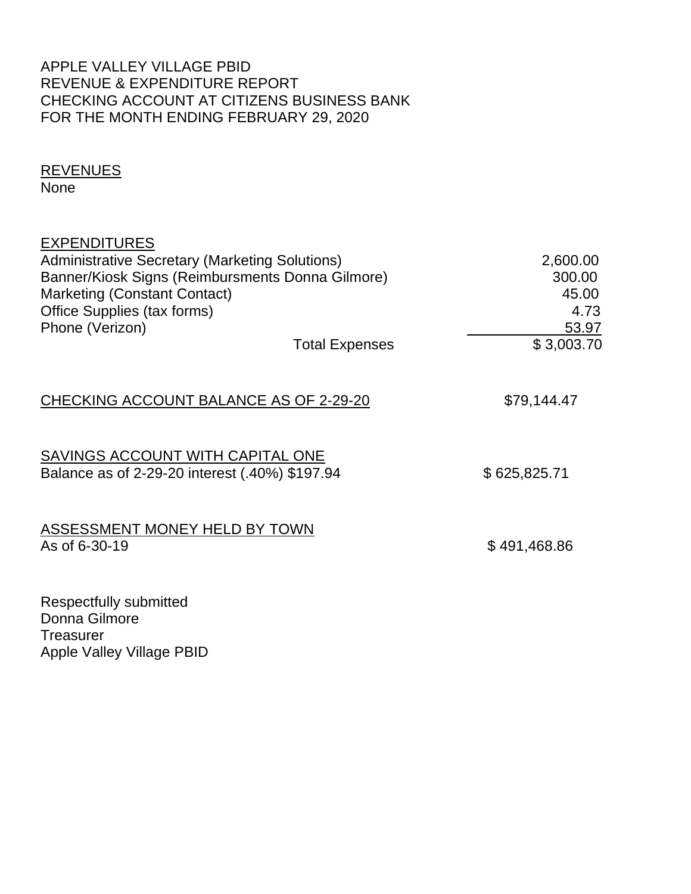APPLE VALLEY VILLAGE PBID
REVENUE & EXPENDITURE REPORT
CHECKING ACCOUNT AT CITIZENS BUSINESS BANK
FOR THE MONTH ENDING FEBRUARY 29, 2020

REVENUES
None

EXPENDITURES

| | |
|---|---|
| Administrative Secretary (Marketing Solutions) | 2,600.00 |
| Banner/Kiosk Signs (Reimbursments Donna Gilmore) | 300.00 |
| Marketing (Constant Contact) | 45.00 |
| Office Supplies (tax forms) | 4.73 |
| Phone (Verizon) | 53.97 |
| Total Expenses | $ 3,003.70 |

CHECKING ACCOUNT BALANCE AS OF 2-29-20 $79,144.47

SAVINGS ACCOUNT WITH CAPITAL ONE
Balance as of 2-29-20 interest (.40%) $197.94 $ 625,825.71

ASSESSMENT MONEY HELD BY TOWN
As of 6-30-19 $ 491,468.86

Respectfully submitted
Donna Gilmore
Treasurer
Apple Valley Village PBID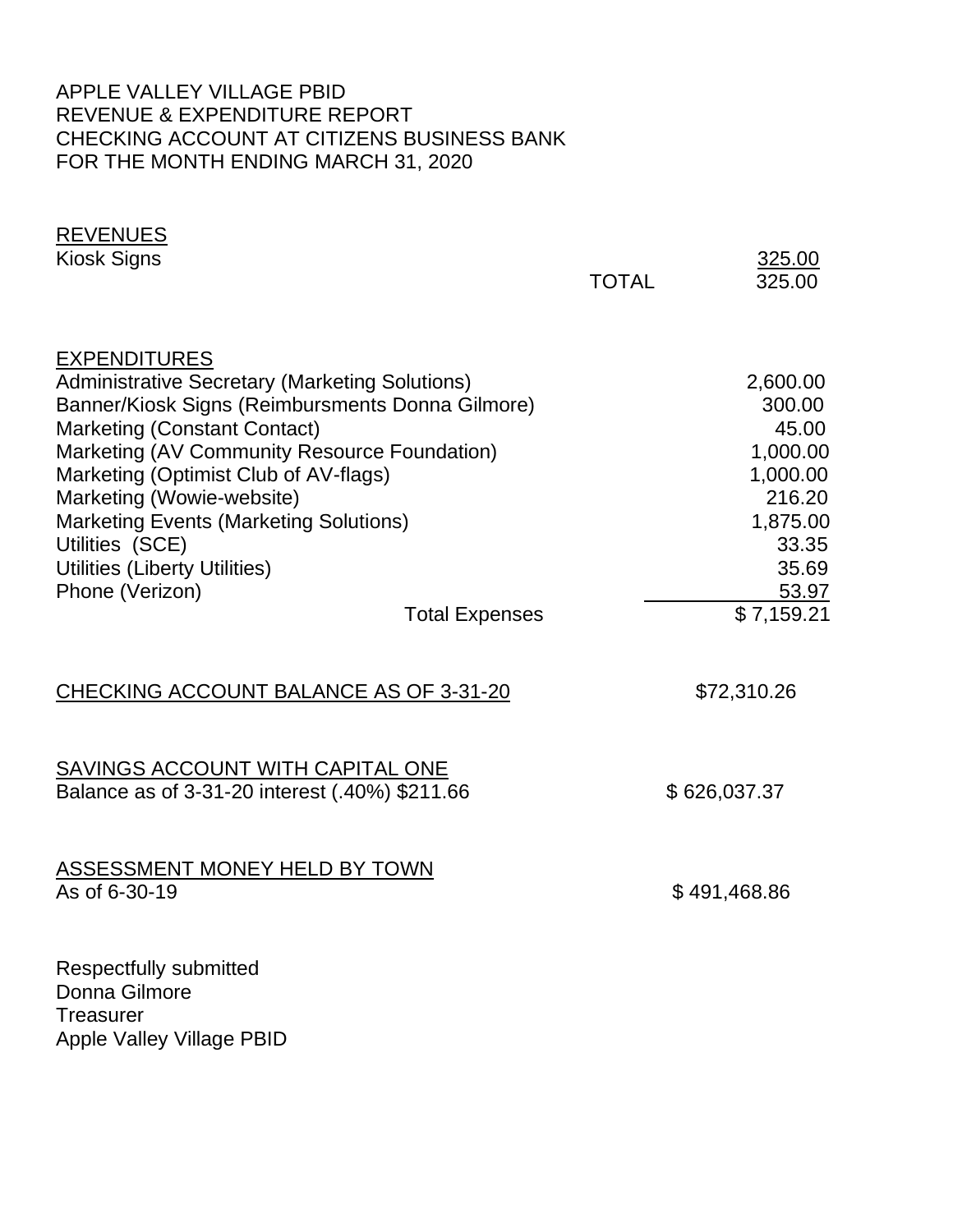APPLE VALLEY VILLAGE PBID
REVENUE & EXPENDITURE REPORT
CHECKING ACCOUNT AT CITIZENS BUSINESS BANK
FOR THE MONTH ENDING MARCH 31, 2020

**REVENUES**

| | |
|---|---|
| Kiosk Signs | 325.00 |
| TOTAL | 325.00 |

**EXPENDITURES**

| | |
|---|---|
| Administrative Secretary (Marketing Solutions) | 2,600.00 |
| Banner/Kiosk Signs (Reimbursments Donna Gilmore) | 300.00 |
| Marketing (Constant Contact) | 45.00 |
| Marketing (AV Community Resource Foundation) | 1,000.00 |
| Marketing (Optimist Club of AV-flags) | 1,000.00 |
| Marketing (Wowie-website) | 216.20 |
| Marketing Events (Marketing Solutions) | 1,875.00 |
| Utilities (SCE) | 33.35 |
| Utilities (Liberty Utilities) | 35.69 |
| Phone (Verizon) | 53.97 |
| Total Expenses | $ 7,159.21 |

CHECKING ACCOUNT BALANCE AS OF 3-31-20 $72,310.26

SAVINGS ACCOUNT WITH CAPITAL ONE
Balance as of 3-31-20 interest (.40%) $211.66 $ 626,037.37

ASSESSMENT MONEY HELD BY TOWN
As of 6-30-19 $ 491,468.86

Respectfully submitted
Donna Gilmore
Treasurer
Apple Valley Village PBID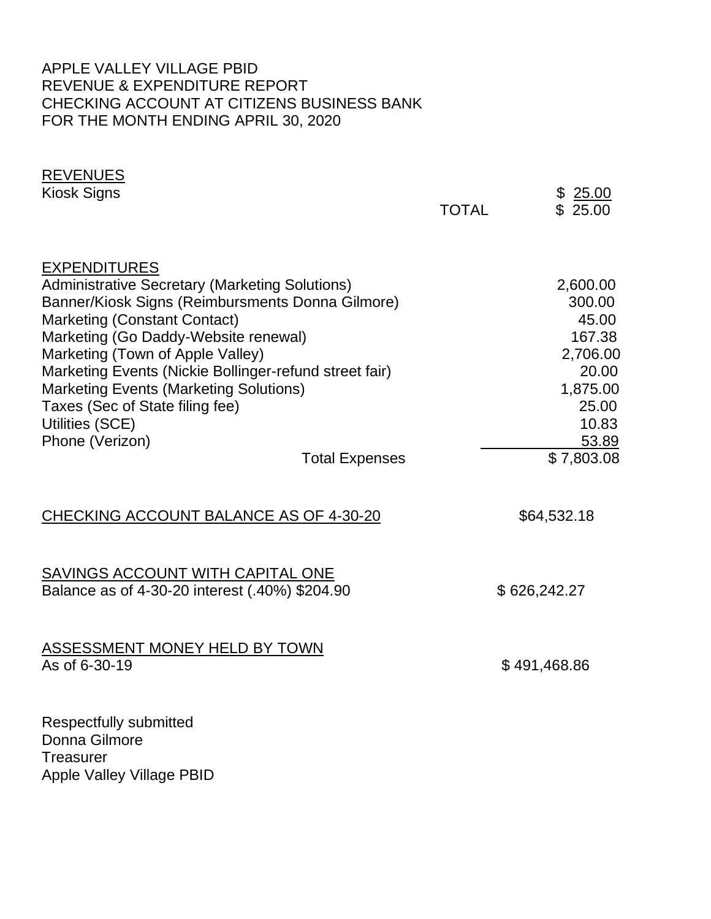APPLE VALLEY VILLAGE PBID
REVENUE & EXPENDITURE REPORT
CHECKING ACCOUNT AT CITIZENS BUSINESS BANK
FOR THE MONTH ENDING APRIL 30, 2020

## REVENUES

| | | |
|---|---|---|
| Kiosk Signs | | $ 25.00 |
| | TOTAL | $ 25.00 |

## EXPENDITURES

| | |
|---|---|
| Administrative Secretary (Marketing Solutions) | 2,600.00 |
| Banner/Kiosk Signs (Reimbursments Donna Gilmore) | 300.00 |
| Marketing (Constant Contact) | 45.00 |
| Marketing (Go Daddy-Website renewal) | 167.38 |
| Marketing (Town of Apple Valley) | 2,706.00 |
| Marketing Events (Nickie Bollinger-refund street fair) | 20.00 |
| Marketing Events (Marketing Solutions) | 1,875.00 |
| Taxes (Sec of State filing fee) | 25.00 |
| Utilities (SCE) | 10.83 |
| Phone (Verizon) | 53.89 |
| Total Expenses | $ 7,803.08 |

CHECKING ACCOUNT BALANCE AS OF 4-30-20 — $64,532.18

SAVINGS ACCOUNT WITH CAPITAL ONE
Balance as of 4-30-20 interest (.40%) $204.90 — $ 626,242.27

ASSESSMENT MONEY HELD BY TOWN
As of 6-30-19 — $ 491,468.86

Respectfully submitted
Donna Gilmore
Treasurer
Apple Valley Village PBID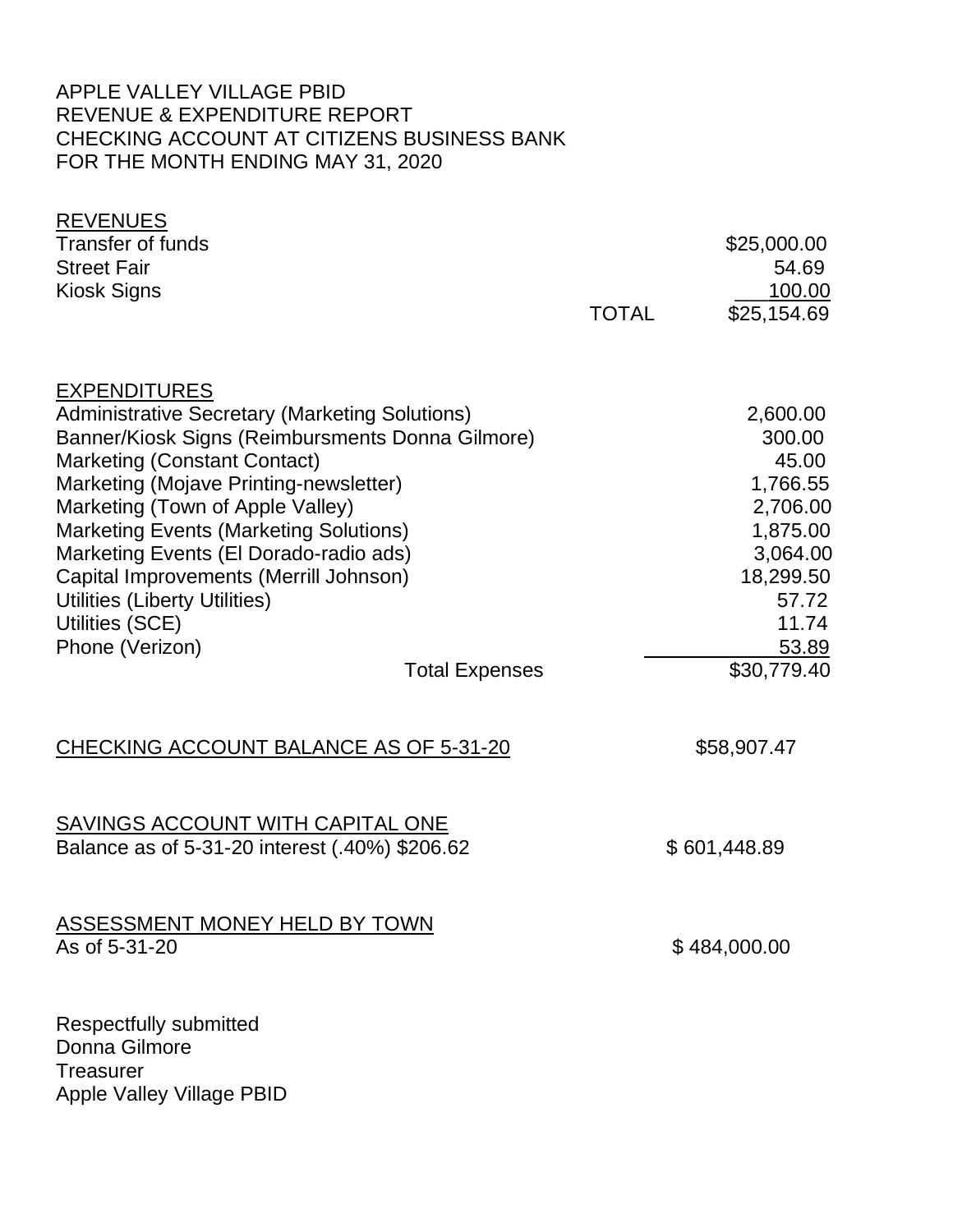APPLE VALLEY VILLAGE PBID
REVENUE & EXPENDITURE REPORT
CHECKING ACCOUNT AT CITIZENS BUSINESS BANK
FOR THE MONTH ENDING MAY 31, 2020

**REVENUES**

| | | |
|---|---|---|
| Transfer of funds | | $25,000.00 |
| Street Fair | | 54.69 |
| Kiosk Signs | | 100.00 |
| | TOTAL | $25,154.69 |

**EXPENDITURES**

| | |
|---|---|
| Administrative Secretary (Marketing Solutions) | 2,600.00 |
| Banner/Kiosk Signs (Reimbursments Donna Gilmore) | 300.00 |
| Marketing (Constant Contact) | 45.00 |
| Marketing (Mojave Printing-newsletter) | 1,766.55 |
| Marketing (Town of Apple Valley) | 2,706.00 |
| Marketing Events (Marketing Solutions) | 1,875.00 |
| Marketing Events (El Dorado-radio ads) | 3,064.00 |
| Capital Improvements (Merrill Johnson) | 18,299.50 |
| Utilities (Liberty Utilities) | 57.72 |
| Utilities (SCE) | 11.74 |
| Phone (Verizon) | 53.89 |
| Total Expenses | $30,779.40 |

**CHECKING ACCOUNT BALANCE AS OF 5-31-20** $58,907.47

**SAVINGS ACCOUNT WITH CAPITAL ONE**
Balance as of 5-31-20 interest (.40%) $206.62 $ 601,448.89

**ASSESSMENT MONEY HELD BY TOWN**
As of 5-31-20 $ 484,000.00

Respectfully submitted
Donna Gilmore
Treasurer
Apple Valley Village PBID